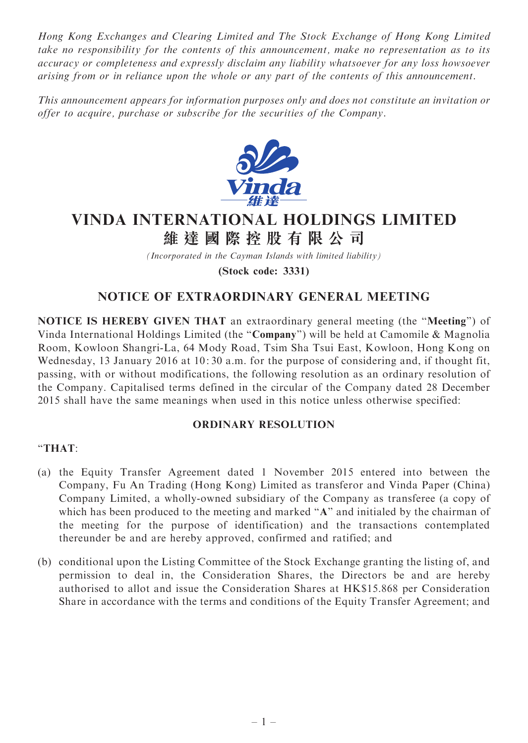*Hong Kong Exchanges and Clearing Limited and The Stock Exchange of Hong Kong Limited take no responsibility for the contents of this announcement, make no representation as to its accuracy or completeness and expressly disclaim any liability whatsoever for any loss howsoever arising from or in reliance upon the whole or any part of the contents of this announcement.*

*This announcement appears for information purposes only and does not constitute an invitation or offer to acquire, purchase or subscribe for the securities of the Company.*

# VINDA INTERNATIONAL HOLDINGS LIMITED
# 維達國際控股有限公司

*(Incorporated in the Cayman Islands with limited liability)*

**(Stock code: 3331)**

## NOTICE OF EXTRAORDINARY GENERAL MEETING

**NOTICE IS HEREBY GIVEN THAT** an extraordinary general meeting (the "**Meeting**") of Vinda International Holdings Limited (the "**Company**") will be held at Camomile & Magnolia Room, Kowloon Shangri-La, 64 Mody Road, Tsim Sha Tsui East, Kowloon, Hong Kong on Wednesday, 13 January 2016 at 10:30 a.m. for the purpose of considering and, if thought fit, passing, with or without modifications, the following resolution as an ordinary resolution of the Company. Capitalised terms defined in the circular of the Company dated 28 December 2015 shall have the same meanings when used in this notice unless otherwise specified:

### ORDINARY RESOLUTION

"**THAT**:

(a) the Equity Transfer Agreement dated 1 November 2015 entered into between the Company, Fu An Trading (Hong Kong) Limited as transferor and Vinda Paper (China) Company Limited, a wholly-owned subsidiary of the Company as transferee (a copy of which has been produced to the meeting and marked "**A**" and initialed by the chairman of the meeting for the purpose of identification) and the transactions contemplated thereunder be and are hereby approved, confirmed and ratified; and

(b) conditional upon the Listing Committee of the Stock Exchange granting the listing of, and permission to deal in, the Consideration Shares, the Directors be and are hereby authorised to allot and issue the Consideration Shares at HK$15.868 per Consideration Share in accordance with the terms and conditions of the Equity Transfer Agreement; and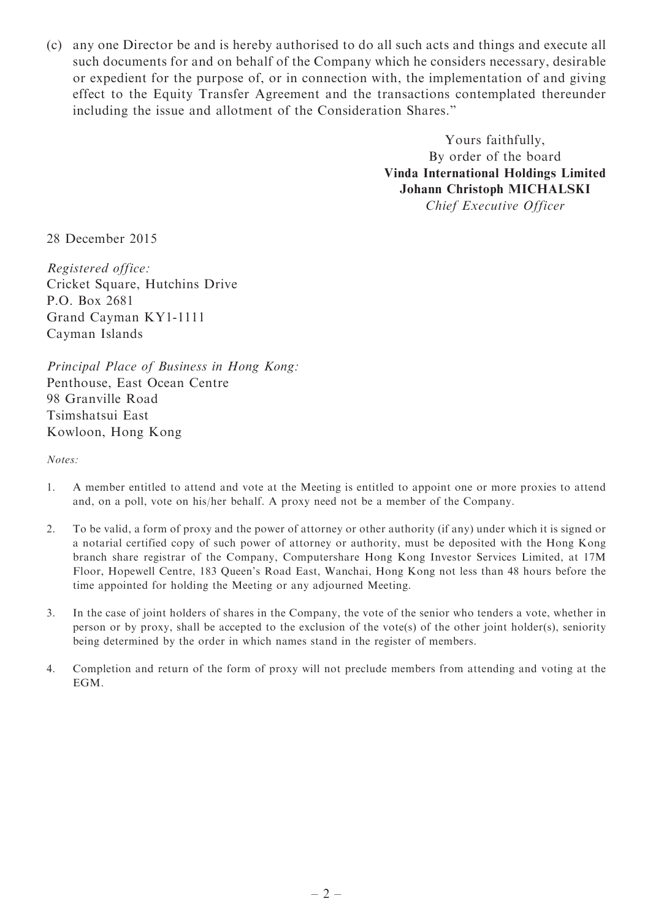(c) any one Director be and is hereby authorised to do all such acts and things and execute all such documents for and on behalf of the Company which he considers necessary, desirable or expedient for the purpose of, or in connection with, the implementation of and giving effect to the Equity Transfer Agreement and the transactions contemplated thereunder including the issue and allotment of the Consideration Shares."

Yours faithfully,
By order of the board
**Vinda International Holdings Limited**
**Johann Christoph MICHALSKI**
*Chief Executive Officer*

28 December 2015

*Registered office:*
Cricket Square, Hutchins Drive
P.O. Box 2681
Grand Cayman KY1-1111
Cayman Islands

*Principal Place of Business in Hong Kong:*
Penthouse, East Ocean Centre
98 Granville Road
Tsimshatsui East
Kowloon, Hong Kong

*Notes:*

1. A member entitled to attend and vote at the Meeting is entitled to appoint one or more proxies to attend and, on a poll, vote on his/her behalf. A proxy need not be a member of the Company.

2. To be valid, a form of proxy and the power of attorney or other authority (if any) under which it is signed or a notarial certified copy of such power of attorney or authority, must be deposited with the Hong Kong branch share registrar of the Company, Computershare Hong Kong Investor Services Limited, at 17M Floor, Hopewell Centre, 183 Queen's Road East, Wanchai, Hong Kong not less than 48 hours before the time appointed for holding the Meeting or any adjourned Meeting.

3. In the case of joint holders of shares in the Company, the vote of the senior who tenders a vote, whether in person or by proxy, shall be accepted to the exclusion of the vote(s) of the other joint holder(s), seniority being determined by the order in which names stand in the register of members.

4. Completion and return of the form of proxy will not preclude members from attending and voting at the EGM.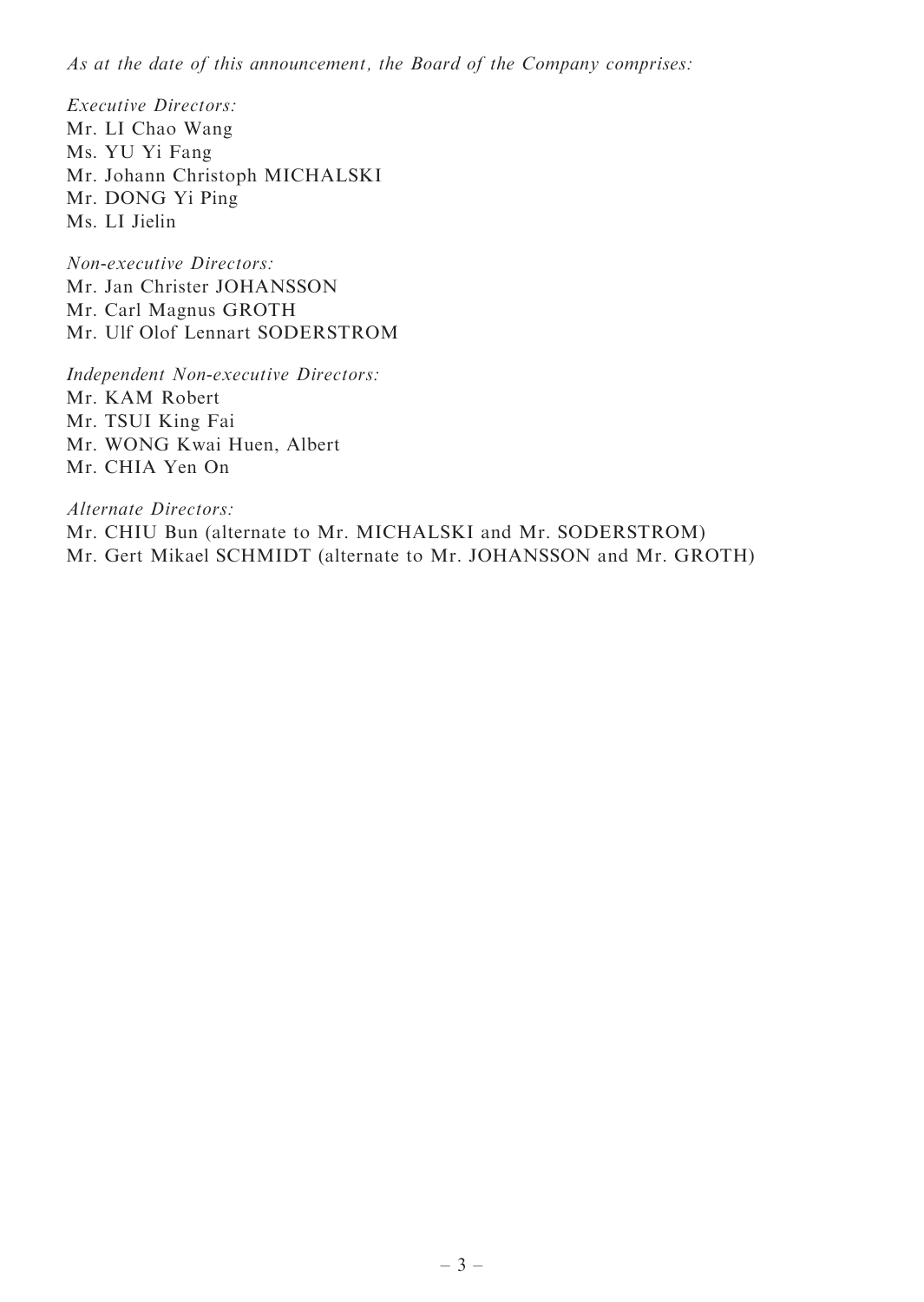*As at the date of this announcement, the Board of the Company comprises:*

*Executive Directors:*
Mr. LI Chao Wang
Ms. YU Yi Fang
Mr. Johann Christoph MICHALSKI
Mr. DONG Yi Ping
Ms. LI Jielin

*Non-executive Directors:*
Mr. Jan Christer JOHANSSON
Mr. Carl Magnus GROTH
Mr. Ulf Olof Lennart SODERSTROM

*Independent Non-executive Directors:*
Mr. KAM Robert
Mr. TSUI King Fai
Mr. WONG Kwai Huen, Albert
Mr. CHIA Yen On

*Alternate Directors:*
Mr. CHIU Bun (alternate to Mr. MICHALSKI and Mr. SODERSTROM)
Mr. Gert Mikael SCHMIDT (alternate to Mr. JOHANSSON and Mr. GROTH)